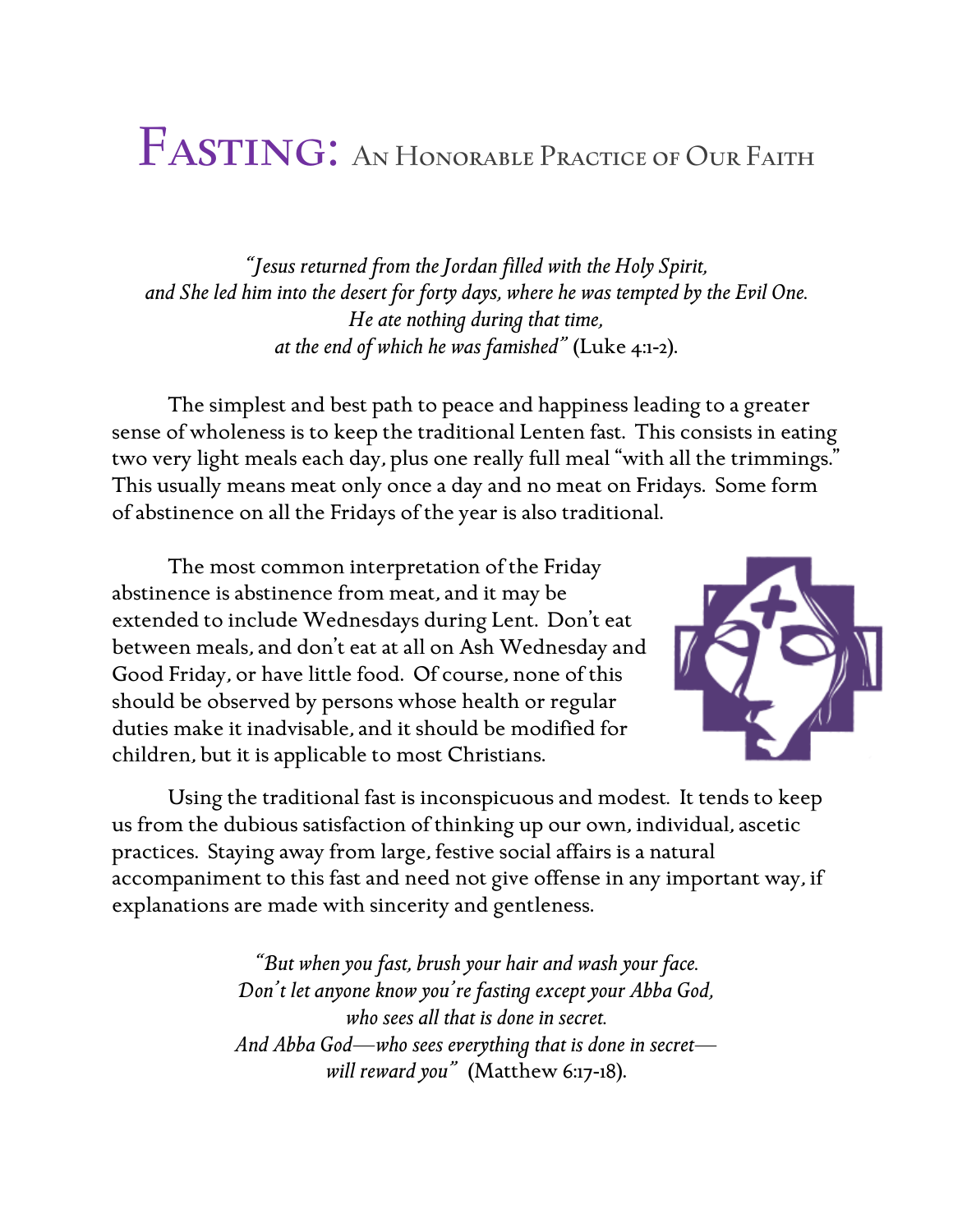# Fasting: An Honorable Practice of Our Faith

*"Jesus returned from the Jordan filled with the Holy Spirit, and She led him into the desert for forty days, where he was tempted by the Evil One. He ate nothing during that time, at the end of which he was famished"* (Luke 4:1-2).

The simplest and best path to peace and happiness leading to a greater sense of wholeness is to keep the traditional Lenten fast. This consists in eating two very light meals each day, plus one really full meal "with all the trimmings." This usually means meat only once a day and no meat on Fridays. Some form of abstinence on all the Fridays of the year is also traditional.

The most common interpretation of the Friday abstinence is abstinence from meat, and it may be extended to include Wednesdays during Lent. Don't eat between meals, and don't eat at all on Ash Wednesday and Good Friday, or have little food. Of course, none of this should be observed by persons whose health or regular duties make it inadvisable, and it should be modified for children, but it is applicable to most Christians.

Using the traditional fast is inconspicuous and modest. It tends to keep us from the dubious satisfaction of thinking up our own, individual, ascetic practices. Staying away from large, festive social affairs is a natural accompaniment to this fast and need not give offense in any important way, if explanations are made with sincerity and gentleness.

*"But when you fast, brush your hair and wash your face. Don't let anyone know you're fasting except your Abba God, who sees all that is done in secret. And Abba God—who sees everything that is done in secret—will reward you"* (Matthew 6:17-18).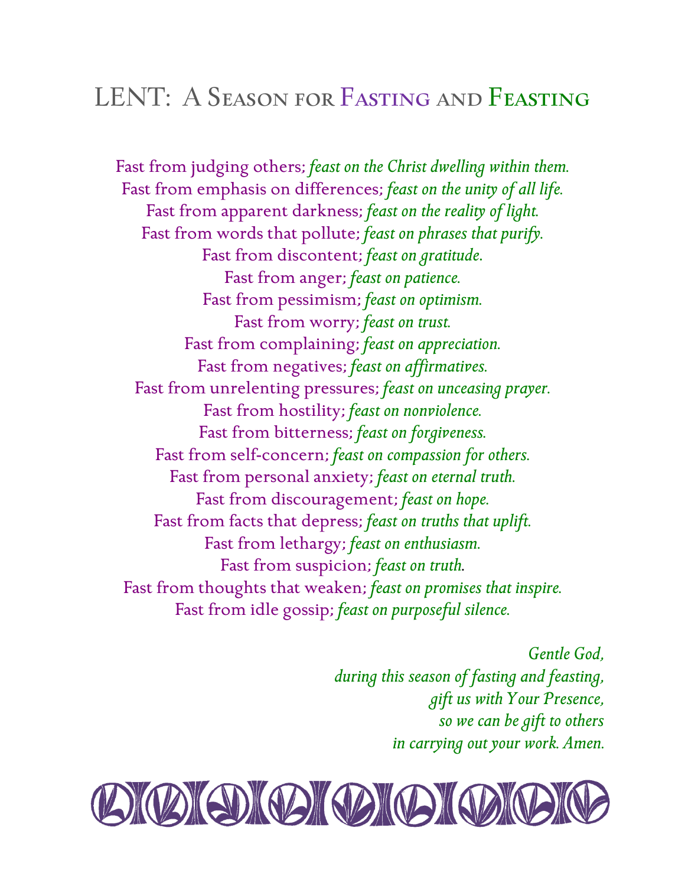# LENT: A Season for Fasting and Feasting

Fast from judging others; *feast on the Christ dwelling within them.*
Fast from emphasis on differences; *feast on the unity of all life.*
Fast from apparent darkness; *feast on the reality of light.*
Fast from words that pollute; *feast on phrases that purify.*
Fast from discontent; *feast on gratitude.*
Fast from anger; *feast on patience.*
Fast from pessimism; *feast on optimism.*
Fast from worry; *feast on trust.*
Fast from complaining; *feast on appreciation.*
Fast from negatives; *feast on affirmatives.*
Fast from unrelenting pressures; *feast on unceasing prayer.*
Fast from hostility; *feast on nonviolence.*
Fast from bitterness; *feast on forgiveness.*
Fast from self-concern; *feast on compassion for others.*
Fast from personal anxiety; *feast on eternal truth.*
Fast from discouragement; *feast on hope.*
Fast from facts that depress; *feast on truths that uplift.*
Fast from lethargy; *feast on enthusiasm.*
Fast from suspicion; *feast on truth.*
Fast from thoughts that weaken; *feast on promises that inspire.*
Fast from idle gossip; *feast on purposeful silence.*

*Gentle God,*
*during this season of fasting and feasting,*
*gift us with Your Presence,*
*so we can be gift to others*
*in carrying out your work. Amen.*